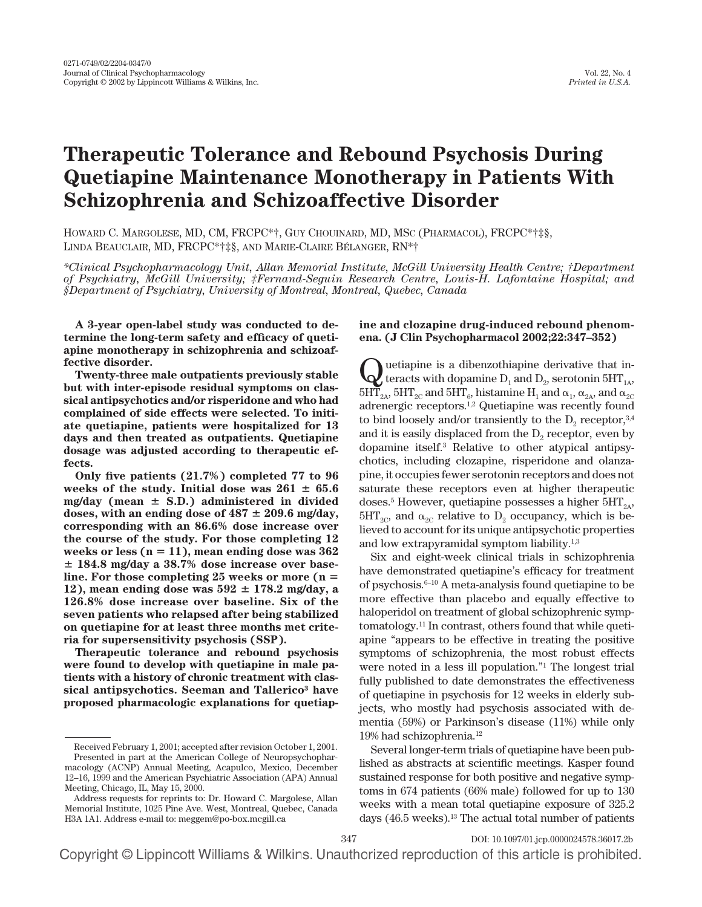# Therapeutic Tolerance and Rebound Psychosis During Quetiapine Maintenance Monotherapy in Patients With Schizophrenia and Schizoaffective Disorder

Howard C. Margolese, MD, CM, FRCPC*†, Guy Chouinard, MD, MSc (Pharmacol), FRCPC*†‡§, Linda Beauclair, MD, FRCPC*†‡§, and Marie-Claire Bélanger, RN*†

*\*Clinical Psychopharmacology Unit, Allan Memorial Institute, McGill University Health Centre; †Department of Psychiatry, McGill University; ‡Fernand-Seguin Research Centre, Louis-H. Lafontaine Hospital; and §Department of Psychiatry, University of Montreal, Montreal, Quebec, Canada*

**A 3-year open-label study was conducted to determine the long-term safety and efficacy of quetiapine monotherapy in schizophrenia and schizoaffective disorder.**

**Twenty-three male outpatients previously stable but with inter-episode residual symptoms on classical antipsychotics and/or risperidone and who had complained of side effects were selected. To initiate quetiapine, patients were hospitalized for 13 days and then treated as outpatients. Quetiapine dosage was adjusted according to therapeutic effects.**

**Only five patients (21.7%) completed 77 to 96 weeks of the study. Initial dose was 261 ± 65.6 mg/day (mean ± S.D.) administered in divided doses, with an ending dose of 487 ± 209.6 mg/day, corresponding with an 86.6% dose increase over the course of the study. For those completing 12 weeks or less (n = 11), mean ending dose was 362 ± 184.8 mg/day a 38.7% dose increase over baseline. For those completing 25 weeks or more (n = 12), mean ending dose was 592 ± 178.2 mg/day, a 126.8% dose increase over baseline. Six of the seven patients who relapsed after being stabilized on quetiapine for at least three months met criteria for supersensitivity psychosis (SSP).**

**Therapeutic tolerance and rebound psychosis were found to develop with quetiapine in male patients with a history of chronic treatment with classical antipsychotics. Seeman and Tallerico[3] have proposed pharmacologic explanations for quetiapine and clozapine drug-induced rebound phenomena. (J Clin Psychopharmacol 2002;22:347–352)**

Quetiapine is a dibenzothiapine derivative that interacts with dopamine $D_1$ and $D_2$, serotonin $5HT_{1A}$, $5HT_{2A}$, $5HT_{2C}$ and $5HT_6$, histamine $H_1$ and $\alpha_1$, $\alpha_{2A}$, and $\alpha_{2C}$ adrenergic receptors.[1,2] Quetiapine was recently found to bind loosely and/or transiently to the $D_2$ receptor,[3,4] and it is easily displaced from the $D_2$ receptor, even by dopamine itself.[3] Relative to other atypical antipsychotics, including clozapine, risperidone and olanzapine, it occupies fewer serotonin receptors and does not saturate these receptors even at higher therapeutic doses.[5] However, quetiapine possesses a higher $5HT_{2A}$, $5HT_{2C}$, and $\alpha_{2C}$ relative to $D_2$ occupancy, which is believed to account for its unique antipsychotic properties and low extrapyramidal symptom liability.[1,3]

Six and eight-week clinical trials in schizophrenia have demonstrated quetiapine's efficacy for treatment of psychosis.[6–10] A meta-analysis found quetiapine to be more effective than placebo and equally effective to haloperidol on treatment of global schizophrenic symptomatology.[11] In contrast, others found that while quetiapine "appears to be effective in treating the positive symptoms of schizophrenia, the most robust effects were noted in a less ill population."[1] The longest trial fully published to date demonstrates the effectiveness of quetiapine in psychosis for 12 weeks in elderly subjects, who mostly had psychosis associated with dementia (59%) or Parkinson's disease (11%) while only 19% had schizophrenia.[12]

Several longer-term trials of quetiapine have been published as abstracts at scientific meetings. Kasper found sustained response for both positive and negative symptoms in 674 patients (66% male) followed for up to 130 weeks with a mean total quetiapine exposure of 325.2 days (46.5 weeks).[13] The actual total number of patients

---

Received February 1, 2001; accepted after revision October 1, 2001.

Presented in part at the American College of Neuropsychopharmacology (ACNP) Annual Meeting, Acapulco, Mexico, December 12–16, 1999 and the American Psychiatric Association (APA) Annual Meeting, Chicago, IL, May 15, 2000.

Address requests for reprints to: Dr. Howard C. Margolese, Allan Memorial Institute, 1025 Pine Ave. West, Montreal, Quebec, Canada H3A 1A1. Address e-mail to: meggem@po-box.mcgill.ca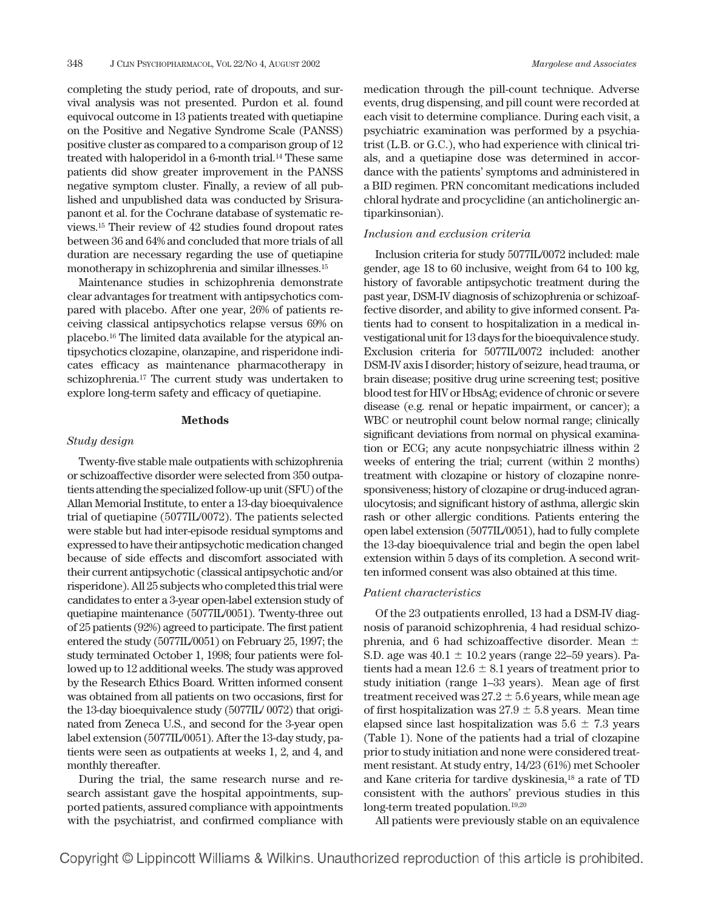completing the study period, rate of dropouts, and survival analysis was not presented. Purdon et al. found equivocal outcome in 13 patients treated with quetiapine on the Positive and Negative Syndrome Scale (PANSS) positive cluster as compared to a comparison group of 12 treated with haloperidol in a 6-month trial.[14] These same patients did show greater improvement in the PANSS negative symptom cluster. Finally, a review of all published and unpublished data was conducted by Srisurapanont et al. for the Cochrane database of systematic reviews.[15] Their review of 42 studies found dropout rates between 36 and 64% and concluded that more trials of all duration are necessary regarding the use of quetiapine monotherapy in schizophrenia and similar illnesses.[15]

Maintenance studies in schizophrenia demonstrate clear advantages for treatment with antipsychotics compared with placebo. After one year, 26% of patients receiving classical antipsychotics relapse versus 69% on placebo.[16] The limited data available for the atypical antipsychotics clozapine, olanzapine, and risperidone indicates efficacy as maintenance pharmacotherapy in schizophrenia.[17] The current study was undertaken to explore long-term safety and efficacy of quetiapine.

## Methods

### *Study design*

Twenty-five stable male outpatients with schizophrenia or schizoaffective disorder were selected from 350 outpatients attending the specialized follow-up unit (SFU) of the Allan Memorial Institute, to enter a 13-day bioequivalence trial of quetiapine (5077IL/0072). The patients selected were stable but had inter-episode residual symptoms and expressed to have their antipsychotic medication changed because of side effects and discomfort associated with their current antipsychotic (classical antipsychotic and/or risperidone). All 25 subjects who completed this trial were candidates to enter a 3-year open-label extension study of quetiapine maintenance (5077IL/0051). Twenty-three out of 25 patients (92%) agreed to participate. The first patient entered the study (5077IL/0051) on February 25, 1997; the study terminated October 1, 1998; four patients were followed up to 12 additional weeks. The study was approved by the Research Ethics Board. Written informed consent was obtained from all patients on two occasions, first for the 13-day bioequivalence study (5077IL/ 0072) that originated from Zeneca U.S., and second for the 3-year open label extension (5077IL/0051). After the 13-day study, patients were seen as outpatients at weeks 1, 2, and 4, and monthly thereafter.

During the trial, the same research nurse and research assistant gave the hospital appointments, supported patients, assured compliance with appointments with the psychiatrist, and confirmed compliance with medication through the pill-count technique. Adverse events, drug dispensing, and pill count were recorded at each visit to determine compliance. During each visit, a psychiatric examination was performed by a psychiatrist (L.B. or G.C.), who had experience with clinical trials, and a quetiapine dose was determined in accordance with the patients' symptoms and administered in a BID regimen. PRN concomitant medications included chloral hydrate and procyclidine (an anticholinergic antiparkinsonian).

### *Inclusion and exclusion criteria*

Inclusion criteria for study 5077IL/0072 included: male gender, age 18 to 60 inclusive, weight from 64 to 100 kg, history of favorable antipsychotic treatment during the past year, DSM-IV diagnosis of schizophrenia or schizoaffective disorder, and ability to give informed consent. Patients had to consent to hospitalization in a medical investigational unit for 13 days for the bioequivalence study. Exclusion criteria for 5077IL/0072 included: another DSM-IV axis I disorder; history of seizure, head trauma, or brain disease; positive drug urine screening test; positive blood test for HIV or HbsAg; evidence of chronic or severe disease (e.g. renal or hepatic impairment, or cancer); a WBC or neutrophil count below normal range; clinically significant deviations from normal on physical examination or ECG; any acute nonpsychiatric illness within 2 weeks of entering the trial; current (within 2 months) treatment with clozapine or history of clozapine nonresponsiveness; history of clozapine or drug-induced agranulocytosis; and significant history of asthma, allergic skin rash or other allergic conditions. Patients entering the open label extension (5077IL/0051), had to fully complete the 13-day bioequivalence trial and begin the open label extension within 5 days of its completion. A second written informed consent was also obtained at this time.

### *Patient characteristics*

Of the 23 outpatients enrolled, 13 had a DSM-IV diagnosis of paranoid schizophrenia, 4 had residual schizophrenia, and 6 had schizoaffective disorder. Mean ± S.D. age was 40.1 ± 10.2 years (range 22–59 years). Patients had a mean 12.6 ± 8.1 years of treatment prior to study initiation (range 1–33 years). Mean age of first treatment received was 27.2 ± 5.6 years, while mean age of first hospitalization was 27.9 ± 5.8 years. Mean time elapsed since last hospitalization was 5.6 ± 7.3 years (Table 1). None of the patients had a trial of clozapine prior to study initiation and none were considered treatment resistant. At study entry, 14/23 (61%) met Schooler and Kane criteria for tardive dyskinesia,[18] a rate of TD consistent with the authors' previous studies in this long-term treated population.[19,20]

All patients were previously stable on an equivalence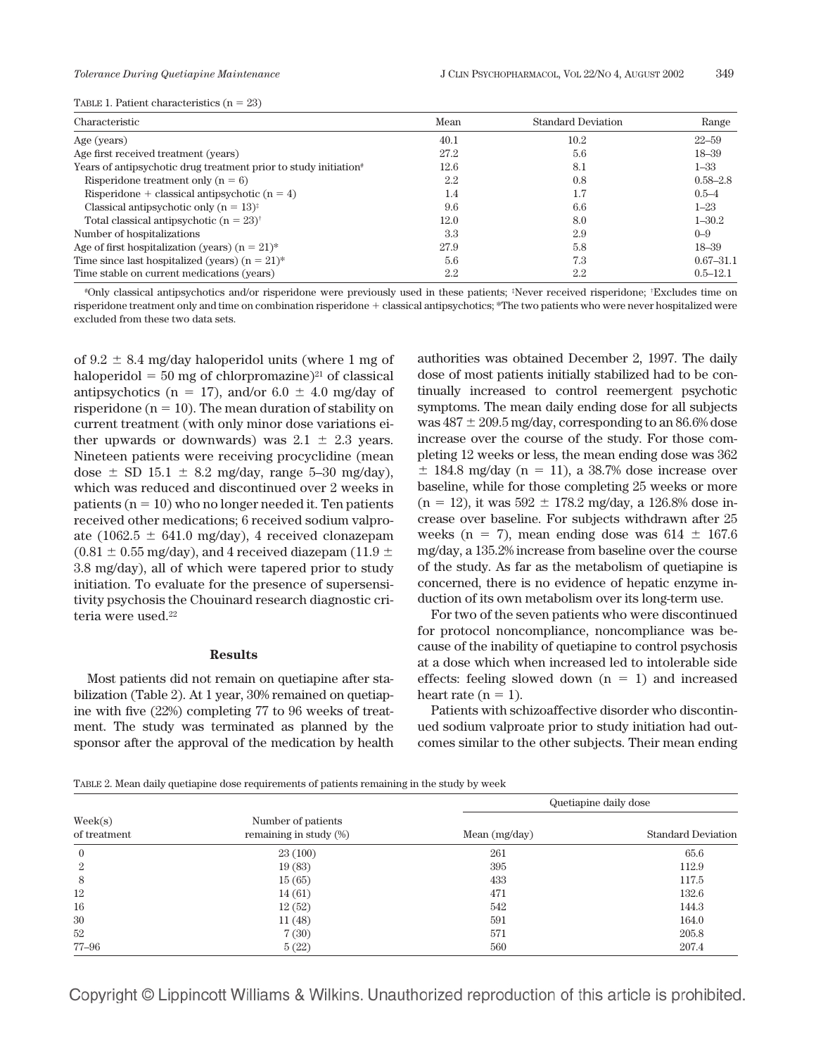TABLE 1. Patient characteristics (n = 23)

| Characteristic | Mean | Standard Deviation | Range |
|---|---|---|---|
| Age (years) | 40.1 | 10.2 | 22–59 |
| Age first received treatment (years) | 27.2 | 5.6 | 18–39 |
| Years of antipsychotic drug treatment prior to study initiation[#] | 12.6 | 8.1 | 1–33 |
| Risperidone treatment only (n = 6) | 2.2 | 0.8 | 0.58–2.8 |
| Risperidone + classical antipsychotic (n = 4) | 1.4 | 1.7 | 0.5–4 |
| Classical antipsychotic only (n = 13)[‡] | 9.6 | 6.6 | 1–23 |
| Total classical antipsychotic (n = 23)[†] | 12.0 | 8.0 | 1–30.2 |
| Number of hospitalizations | 3.3 | 2.9 | 0–9 |
| Age of first hospitalization (years) (n = 21)* | 27.9 | 5.8 | 18–39 |
| Time since last hospitalized (years) (n = 21)* | 5.6 | 7.3 | 0.67–31.1 |
| Time stable on current medications (years) | 2.2 | 2.2 | 0.5–12.1 |

[#]Only classical antipsychotics and/or risperidone were previously used in these patients; [‡]Never received risperidone; [†]Excludes time on risperidone treatment only and time on combination risperidone + classical antipsychotics; *The two patients who were never hospitalized were excluded from these two data sets.

of 9.2 ± 8.4 mg/day haloperidol units (where 1 mg of haloperidol = 50 mg of chlorpromazine)[21] of classical antipsychotics (n = 17), and/or 6.0 ± 4.0 mg/day of risperidone (n = 10). The mean duration of stability on current treatment (with only minor dose variations either upwards or downwards) was 2.1 ± 2.3 years. Nineteen patients were receiving procyclidine (mean dose ± SD 15.1 ± 8.2 mg/day, range 5–30 mg/day), which was reduced and discontinued over 2 weeks in patients (n = 10) who no longer needed it. Ten patients received other medications; 6 received sodium valproate (1062.5 ± 641.0 mg/day), 4 received clonazepam (0.81 ± 0.55 mg/day), and 4 received diazepam (11.9 ± 3.8 mg/day), all of which were tapered prior to study initiation. To evaluate for the presence of supersensitivity psychosis the Chouinard research diagnostic criteria were used.[22]

## Results

Most patients did not remain on quetiapine after stabilization (Table 2). At 1 year, 30% remained on quetiapine with five (22%) completing 77 to 96 weeks of treatment. The study was terminated as planned by the sponsor after the approval of the medication by health authorities was obtained December 2, 1997. The daily dose of most patients initially stabilized had to be continually increased to control reemergent psychotic symptoms. The mean daily ending dose for all subjects was 487 ± 209.5 mg/day, corresponding to an 86.6% dose increase over the course of the study. For those completing 12 weeks or less, the mean ending dose was 362 ± 184.8 mg/day (n = 11), a 38.7% dose increase over baseline, while for those completing 25 weeks or more (n = 12), it was 592 ± 178.2 mg/day, a 126.8% dose increase over baseline. For subjects withdrawn after 25 weeks (n = 7), mean ending dose was 614 ± 167.6 mg/day, a 135.2% increase from baseline over the course of the study. As far as the metabolism of quetiapine is concerned, there is no evidence of hepatic enzyme induction of its own metabolism over its long-term use.

For two of the seven patients who were discontinued for protocol noncompliance, noncompliance was because of the inability of quetiapine to control psychosis at a dose which when increased led to intolerable side effects: feeling slowed down (n = 1) and increased heart rate (n = 1).

Patients with schizoaffective disorder who discontinued sodium valproate prior to study initiation had outcomes similar to the other subjects. Their mean ending

TABLE 2. Mean daily quetiapine dose requirements of patients remaining in the study by week

| Week(s) of treatment | Number of patients remaining in study (%) | Quetiapine daily dose | |
|---|---|---|---|
| | | Mean (mg/day) | Standard Deviation |
| 0 | 23 (100) | 261 | 65.6 |
| 2 | 19 (83) | 395 | 112.9 |
| 8 | 15 (65) | 433 | 117.5 |
| 12 | 14 (61) | 471 | 132.6 |
| 16 | 12 (52) | 542 | 144.3 |
| 30 | 11 (48) | 591 | 164.0 |
| 52 | 7 (30) | 571 | 205.8 |
| 77–96 | 5 (22) | 560 | 207.4 |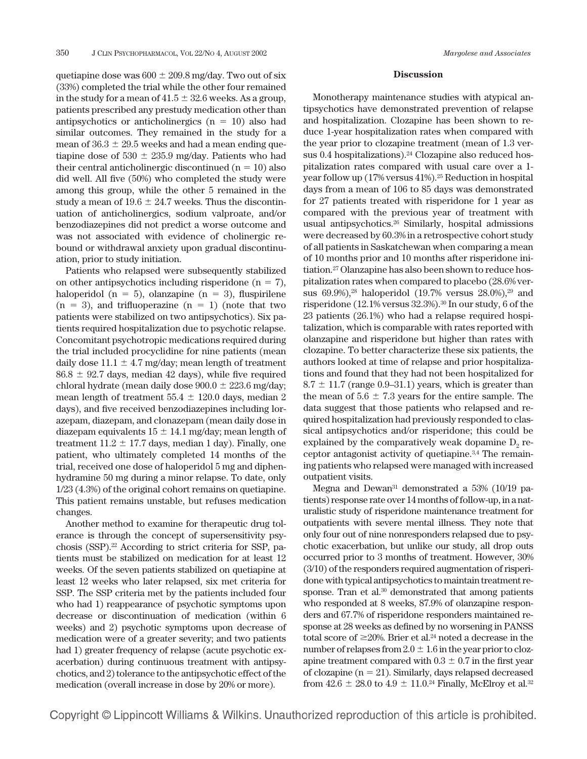quetiapine dose was 600 ± 209.8 mg/day. Two out of six (33%) completed the trial while the other four remained in the study for a mean of 41.5 ± 32.6 weeks. As a group, patients prescribed any prestudy medication other than antipsychotics or anticholinergics (n = 10) also had similar outcomes. They remained in the study for a mean of 36.3 ± 29.5 weeks and had a mean ending quetiapine dose of 530 ± 235.9 mg/day. Patients who had their central anticholinergic discontinued (n = 10) also did well. All five (50%) who completed the study were among this group, while the other 5 remained in the study a mean of 19.6 ± 24.7 weeks. Thus the discontinuation of anticholinergics, sodium valproate, and/or benzodiazepines did not predict a worse outcome and was not associated with evidence of cholinergic rebound or withdrawal anxiety upon gradual discontinuation, prior to study initiation.

Patients who relapsed were subsequently stabilized on other antipsychotics including risperidone (n = 7), haloperidol (n = 5), olanzapine (n = 3), fluspirilene (n = 3), and trifluoperazine (n = 1) (note that two patients were stabilized on two antipsychotics). Six patients required hospitalization due to psychotic relapse. Concomitant psychotropic medications required during the trial included procyclidine for nine patients (mean daily dose 11.1 ± 4.7 mg/day; mean length of treatment 86.8 ± 92.7 days, median 42 days), while five required chloral hydrate (mean daily dose 900.0 ± 223.6 mg/day; mean length of treatment 55.4 ± 120.0 days, median 2 days), and five received benzodiazepines including lorazepam, diazepam, and clonazepam (mean daily dose in diazepam equivalents 15 ± 14.1 mg/day; mean length of treatment 11.2 ± 17.7 days, median 1 day). Finally, one patient, who ultimately completed 14 months of the trial, received one dose of haloperidol 5 mg and diphenhydramine 50 mg during a minor relapse. To date, only 1/23 (4.3%) of the original cohort remains on quetiapine. This patient remains unstable, but refuses medication changes.

Another method to examine for therapeutic drug tolerance is through the concept of supersensitivity psychosis (SSP).[22] According to strict criteria for SSP, patients must be stabilized on medication for at least 12 weeks. Of the seven patients stabilized on quetiapine at least 12 weeks who later relapsed, six met criteria for SSP. The SSP criteria met by the patients included four who had 1) reappearance of psychotic symptoms upon decrease or discontinuation of medication (within 6 weeks) and 2) psychotic symptoms upon decrease of medication were of a greater severity; and two patients had 1) greater frequency of relapse (acute psychotic exacerbation) during continuous treatment with antipsychotics, and 2) tolerance to the antipsychotic effect of the medication (overall increase in dose by 20% or more).

## Discussion

Monotherapy maintenance studies with atypical antipsychotics have demonstrated prevention of relapse and hospitalization. Clozapine has been shown to reduce 1-year hospitalization rates when compared with the year prior to clozapine treatment (mean of 1.3 versus 0.4 hospitalizations).[24] Clozapine also reduced hospitalization rates compared with usual care over a 1-year follow up (17% versus 41%).[25] Reduction in hospital days from a mean of 106 to 85 days was demonstrated for 27 patients treated with risperidone for 1 year as compared with the previous year of treatment with usual antipsychotics.[26] Similarly, hospital admissions were decreased by 60.3% in a retrospective cohort study of all patients in Saskatchewan when comparing a mean of 10 months prior and 10 months after risperidone initiation.[27] Olanzapine has also been shown to reduce hospitalization rates when compared to placebo (28.6% versus 69.9%),[28] haloperidol (19.7% versus 28.0%),[29] and risperidone (12.1% versus 32.3%).[30] In our study, 6 of the 23 patients (26.1%) who had a relapse required hospitalization, which is comparable with rates reported with olanzapine and risperidone but higher than rates with clozapine. To better characterize these six patients, the authors looked at time of relapse and prior hospitalizations and found that they had not been hospitalized for 8.7 ± 11.7 (range 0.9–31.1) years, which is greater than the mean of 5.6 ± 7.3 years for the entire sample. The data suggest that those patients who relapsed and required hospitalization had previously responded to classical antipsychotics and/or risperidone; this could be explained by the comparatively weak dopamine $D_2$ receptor antagonist activity of quetiapine.[3,4] The remaining patients who relapsed were managed with increased outpatient visits.

Megna and Dewan[31] demonstrated a 53% (10/19 patients) response rate over 14 months of follow-up, in a naturalistic study of risperidone maintenance treatment for outpatients with severe mental illness. They note that only four out of nine nonresponders relapsed due to psychotic exacerbation, but unlike our study, all drop outs occurred prior to 3 months of treatment. However, 30% (3/10) of the responders required augmentation of risperidone with typical antipsychotics to maintain treatment response. Tran et al.[30] demonstrated that among patients who responded at 8 weeks, 87.9% of olanzapine responders and 67.7% of risperidone responders maintained response at 28 weeks as defined by no worsening in PANSS total score of ≥20%. Brier et al.[24] noted a decrease in the number of relapses from 2.0 ± 1.6 in the year prior to clozapine treatment compared with 0.3 ± 0.7 in the first year of clozapine (n = 21). Similarly, days relapsed decreased from 42.6 ± 28.0 to 4.9 ± 11.0.[24] Finally, McElroy et al.[32]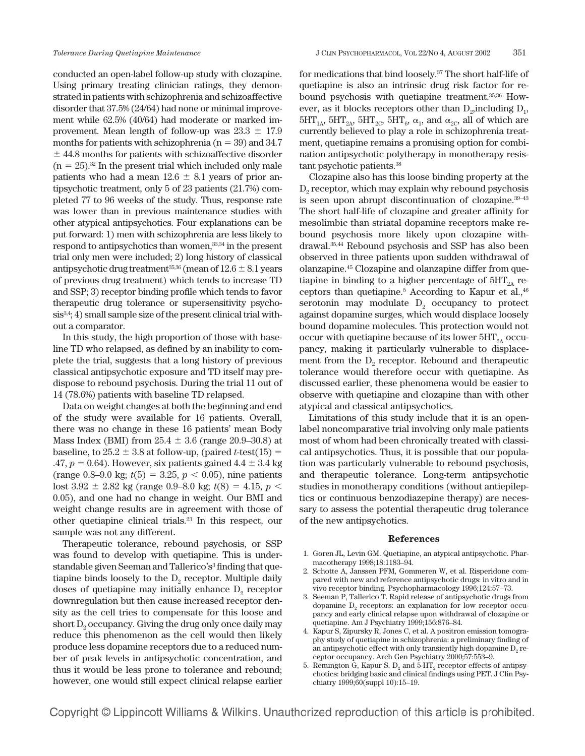conducted an open-label follow-up study with clozapine. Using primary treating clinician ratings, they demonstrated in patients with schizophrenia and schizoaffective disorder that 37.5% (24/64) had none or minimal improvement while 62.5% (40/64) had moderate or marked improvement. Mean length of follow-up was 23.3 ± 17.9 months for patients with schizophrenia ($n = 39$) and 34.7 ± 44.8 months for patients with schizoaffective disorder ($n = 25$).[32] In the present trial which included only male patients who had a mean 12.6 ± 8.1 years of prior antipsychotic treatment, only 5 of 23 patients (21.7%) completed 77 to 96 weeks of the study. Thus, response rate was lower than in previous maintenance studies with other atypical antipsychotics. Four explanations can be put forward: 1) men with schizophrenia are less likely to respond to antipsychotics than women,[33,34] in the present trial only men were included; 2) long history of classical antipsychotic drug treatment[35,36] (mean of 12.6 ± 8.1 years of previous drug treatment) which tends to increase TD and SSP; 3) receptor binding profile which tends to favor therapeutic drug tolerance or supersensitivity psychosis[3,4]; 4) small sample size of the present clinical trial without a comparator.

In this study, the high proportion of those with baseline TD who relapsed, as defined by an inability to complete the trial, suggests that a long history of previous classical antipsychotic exposure and TD itself may predispose to rebound psychosis. During the trial 11 out of 14 (78.6%) patients with baseline TD relapsed.

Data on weight changes at both the beginning and end of the study were available for 16 patients. Overall, there was no change in these 16 patients' mean Body Mass Index (BMI) from 25.4 ± 3.6 (range 20.9–30.8) at baseline, to 25.2 ± 3.8 at follow-up, (paired $t$-test$(15) = .47$, $p = 0.64$). However, six patients gained 4.4 ± 3.4 kg (range 0.8–9.0 kg; $t(5) = 3.25$, $p < 0.05$), nine patients lost 3.92 ± 2.82 kg (range 0.9–8.0 kg; $t(8) = 4.15$, $p < 0.05$), and one had no change in weight. Our BMI and weight change results are in agreement with those of other quetiapine clinical trials.[23] In this respect, our sample was not any different.

Therapeutic tolerance, rebound psychosis, or SSP was found to develop with quetiapine. This is understandable given Seeman and Tallerico's[3] finding that quetiapine binds loosely to the $D_2$ receptor. Multiple daily doses of quetiapine may initially enhance $D_2$ receptor downregulation but then cause increased receptor density as the cell tries to compensate for this loose and short $D_2$ occupancy. Giving the drug only once daily may reduce this phenomenon as the cell would then likely produce less dopamine receptors due to a reduced number of peak levels in antipsychotic concentration, and thus it would be less prone to tolerance and rebound; however, one would still expect clinical relapse earlier for medications that bind loosely.[37] The short half-life of quetiapine is also an intrinsic drug risk factor for rebound psychosis with quetiapine treatment.[35,36] However, as it blocks receptors other than $D_2$,including $D_1$, $5HT_{1A}$, $5HT_{2A}$, $5HT_{2C}$, $5HT_6$, $\alpha_1$, and $\alpha_{2C}$, all of which are currently believed to play a role in schizophrenia treatment, quetiapine remains a promising option for combination antipsychotic polytherapy in monotherapy resistant psychotic patients.[38]

Clozapine also has this loose binding property at the $D_2$ receptor, which may explain why rebound psychosis is seen upon abrupt discontinuation of clozapine.[39–43] The short half-life of clozapine and greater affinity for mesolimbic than striatal dopamine receptors make rebound psychosis more likely upon clozapine withdrawal.[35,44] Rebound psychosis and SSP has also been observed in three patients upon sudden withdrawal of olanzapine.[45] Clozapine and olanzapine differ from quetiapine in binding to a higher percentage of $5HT_{2A}$ receptors than quetiapine.[5] According to Kapur et al.,[46] serotonin may modulate $D_2$ occupancy to protect against dopamine surges, which would displace loosely bound dopamine molecules. This protection would not occur with quetiapine because of its lower $5HT_{2A}$ occupancy, making it particularly vulnerable to displacement from the $D_2$ receptor. Rebound and therapeutic tolerance would therefore occur with quetiapine. As discussed earlier, these phenomena would be easier to observe with quetiapine and clozapine than with other atypical and classical antipsychotics.

Limitations of this study include that it is an open-label noncomparative trial involving only male patients most of whom had been chronically treated with classical antipsychotics. Thus, it is possible that our population was particularly vulnerable to rebound psychosis, and therapeutic tolerance. Long-term antipsychotic studies in monotherapy conditions (without antiepileptics or continuous benzodiazepine therapy) are necessary to assess the potential therapeutic drug tolerance of the new antipsychotics.

## References

1. Goren JL, Levin GM. Quetiapine, an atypical antipsychotic. Pharmacotherapy 1998;18:1183–94.
2. Schotte A, Janssen PFM, Gommeren W, et al. Risperidone compared with new and reference antipsychotic drugs: in vitro and in vivo receptor binding. Psychopharmacology 1996;124:57–73.
3. Seeman P, Tallerico T. Rapid release of antipsychotic drugs from dopamine $D_2$ receptors: an explanation for low receptor occupancy and early clinical relapse upon withdrawal of clozapine or quetiapine. Am J Psychiatry 1999;156:876–84.
4. Kapur S, Zipursky R, Jones C, et al. A positron emission tomography study of quetiapine in schizophrenia: a preliminary finding of an antipsychotic effect with only transiently high dopamine $D_2$ receptor occupancy. Arch Gen Psychiatry 2000;57:553–9.
5. Remington G, Kapur S. $D_2$ and $5\text{-}HT_2$ receptor effects of antipsychotics: bridging basic and clinical findings using PET. J Clin Psychiatry 1999;60(suppl 10):15–19.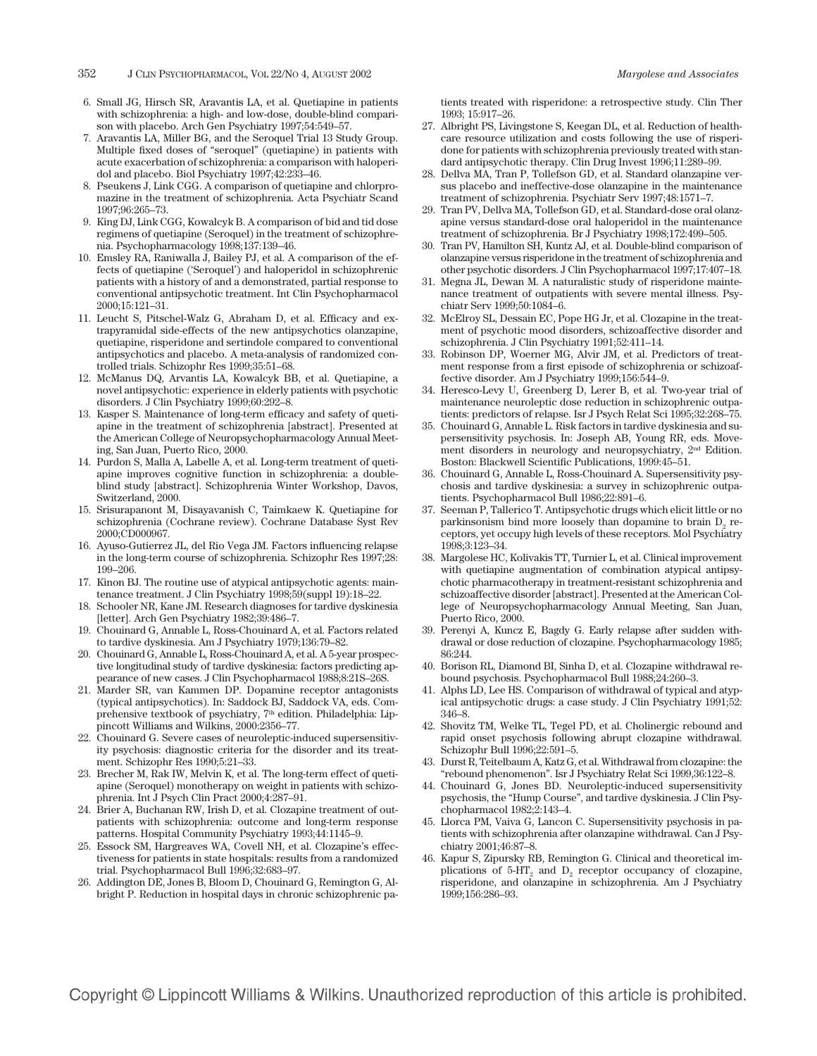6. Small JG, Hirsch SR, Aravantis LA, et al. Quetiapine in patients with schizophrenia: a high- and low-dose, double-blind comparison with placebo. Arch Gen Psychiatry 1997;54:549–57.
7. Aravantis LA, Miller BG, and the Seroquel Trial 13 Study Group. Multiple fixed doses of "seroquel" (quetiapine) in patients with acute exacerbation of schizophrenia: a comparison with haloperidol and placebo. Biol Psychiatry 1997;42:233–46.
8. Pseukens J, Link CGG. A comparison of quetiapine and chlorpromazine in the treatment of schizophrenia. Acta Psychiatr Scand 1997;96:265–73.
9. King DJ, Link CGG, Kowalcyk B. A comparison of bid and tid dose regimens of quetiapine (Seroquel) in the treatment of schizophrenia. Psychopharmacology 1998;137:139–46.
10. Emsley RA, Raniwalla J, Bailey PJ, et al. A comparison of the effects of quetiapine ('Seroquel') and haloperidol in schizophrenic patients with a history of and a demonstrated, partial response to conventional antipsychotic treatment. Int Clin Psychopharmacol 2000;15:121–31.
11. Leucht S, Pitschel-Walz G, Abraham D, et al. Efficacy and extrapyramidal side-effects of the new antipsychotics olanzapine, quetiapine, risperidone and sertindole compared to conventional antipsychotics and placebo. A meta-analysis of randomized controlled trials. Schizophr Res 1999;35:51–68.
12. McManus DQ, Arvantis LA, Kowalcyk BB, et al. Quetiapine, a novel antipsychotic: experience in elderly patients with psychotic disorders. J Clin Psychiatry 1999;60:292–8.
13. Kasper S. Maintenance of long-term efficacy and safety of quetiapine in the treatment of schizophrenia [abstract]. Presented at the American College of Neuropsychopharmacology Annual Meeting, San Juan, Puerto Rico, 2000.
14. Purdon S, Malla A, Labelle A, et al. Long-term treatment of quetiapine improves cognitive function in schizophrenia: a double-blind study [abstract]. Schizophrenia Winter Workshop, Davos, Switzerland, 2000.
15. Srisurapanont M, Disayavanish C, Taimkaew K. Quetiapine for schizophrenia (Cochrane review). Cochrane Database Syst Rev 2000;CD000967.
16. Ayuso-Gutierrez JL, del Rio Vega JM. Factors influencing relapse in the long-term course of schizophrenia. Schizophr Res 1997;28: 199–206.
17. Kinon BJ. The routine use of atypical antipsychotic agents: maintenance treatment. J Clin Psychiatry 1998;59(suppl 19):18–22.
18. Schooler NR, Kane JM. Research diagnoses for tardive dyskinesia [letter]. Arch Gen Psychiatry 1982;39:486–7.
19. Chouinard G, Annable L, Ross-Chouinard A, et al. Factors related to tardive dyskinesia. Am J Psychiatry 1979;136:79–82.
20. Chouinard G, Annable L, Ross-Chouinard A, et al. A 5-year prospective longitudinal study of tardive dyskinesia: factors predicting appearance of new cases. J Clin Psychopharmacol 1988;8:21S–26S.
21. Marder SR, van Kammen DP. Dopamine receptor antagonists (typical antipsychotics). In: Saddock BJ, Saddock VA, eds. Comprehensive textbook of psychiatry, 7th edition. Philadelphia: Lippincott Williams and Wilkins, 2000:2356–77.
22. Chouinard G. Severe cases of neuroleptic-induced supersensitivity psychosis: diagnostic criteria for the disorder and its treatment. Schizophr Res 1990;5:21–33.
23. Brecher M, Rak IW, Melvin K, et al. The long-term effect of quetiapine (Seroquel) monotherapy on weight in patients with schizophrenia. Int J Psych Clin Pract 2000;4:287–91.
24. Brier A, Buchanan RW, Irish D, et al. Clozapine treatment of outpatients with schizophrenia: outcome and long-term response patterns. Hospital Community Psychiatry 1993;44:1145–9.
25. Essock SM, Hargreaves WA, Covell NH, et al. Clozapine's effectiveness for patients in state hospitals: results from a randomized trial. Psychopharmacol Bull 1996;32:683–97.
26. Addington DE, Jones B, Bloom D, Chouinard G, Remington G, Albright P. Reduction in hospital days in chronic schizophrenic patients treated with risperidone: a retrospective study. Clin Ther 1993; 15:917–26.
27. Albright PS, Livingstone S, Keegan DL, et al. Reduction of healthcare resource utilization and costs following the use of risperidone for patients with schizophrenia previously treated with standard antipsychotic therapy. Clin Drug Invest 1996;11:289–99.
28. Dellva MA, Tran P, Tollefson GD, et al. Standard olanzapine versus placebo and ineffective-dose olanzapine in the maintenance treatment of schizophrenia. Psychiatr Serv 1997;48:1571–7.
29. Tran PV, Dellva MA, Tollefson GD, et al. Standard-dose oral olanzapine versus standard-dose oral haloperidol in the maintenance treatment of schizophrenia. Br J Psychiatry 1998;172:499–505.
30. Tran PV, Hamilton SH, Kuntz AJ, et al. Double-blind comparison of olanzapine versus risperidone in the treatment of schizophrenia and other psychotic disorders. J Clin Psychopharmacol 1997;17:407–18.
31. Megna JL, Dewan M. A naturalistic study of risperidone maintenance treatment of outpatients with severe mental illness. Psychiatr Serv 1999;50:1084–6.
32. McElroy SL, Dessain EC, Pope HG Jr, et al. Clozapine in the treatment of psychotic mood disorders, schizoaffective disorder and schizophrenia. J Clin Psychiatry 1991;52:411–14.
33. Robinson DP, Woerner MG, Alvir JM, et al. Predictors of treatment response from a first episode of schizophrenia or schizoaffective disorder. Am J Psychiatry 1999;156:544–9.
34. Heresco-Levy U, Greenberg D, Lerer B, et al. Two-year trial of maintenance neuroleptic dose reduction in schizophrenic outpatients: predictors of relapse. Isr J Psych Relat Sci 1995;32:268–75.
35. Chouinard G, Annable L. Risk factors in tardive dyskinesia and supersensitivity psychosis. In: Joseph AB, Young RR, eds. Movement disorders in neurology and neuropsychiatry, 2nd Edition. Boston: Blackwell Scientific Publications, 1999:45–51.
36. Chouinard G, Annable L, Ross-Chouinard A. Supersensitivity psychosis and tardive dyskinesia: a survey in schizophrenic outpatients. Psychopharmacol Bull 1986;22:891–6.
37. Seeman P, Tallerico T. Antipsychotic drugs which elicit little or no parkinsonism bind more loosely than dopamine to brain $D_2$ receptors, yet occupy high levels of these receptors. Mol Psychiatry 1998;3:123–34.
38. Margolese HC, Kolivakis TT, Turnier L, et al. Clinical improvement with quetiapine augmentation of combination atypical antipsychotic pharmacotherapy in treatment-resistant schizophrenia and schizoaffective disorder [abstract]. Presented at the American College of Neuropsychopharmacology Annual Meeting, San Juan, Puerto Rico, 2000.
39. Perenyi A, Kuncz E, Bagdy G. Early relapse after sudden withdrawal or dose reduction of clozapine. Psychopharmacology 1985; 86:244.
40. Borison RL, Diamond BI, Sinha D, et al. Clozapine withdrawal rebound psychosis. Psychopharmacol Bull 1988;24:260–3.
41. Alphs LD, Lee HS. Comparison of withdrawal of typical and atypical antipsychotic drugs: a case study. J Clin Psychiatry 1991;52: 346–8.
42. Shovitz TM, Welke TL, Tegel PD, et al. Cholinergic rebound and rapid onset psychosis following abrupt clozapine withdrawal. Schizophr Bull 1996;22:591–5.
43. Durst R, Teitelbaum A, Katz G, et al. Withdrawal from clozapine: the "rebound phenomenon". Isr J Psychiatry Relat Sci 1999,36:122–8.
44. Chouinard G, Jones BD. Neuroleptic-induced supersensitivity psychosis, the "Hump Course", and tardive dyskinesia. J Clin Psychopharmacol 1982;2:143–4.
45. Llorca PM, Vaiva G, Lancon C. Supersensitivity psychosis in patients with schizophrenia after olanzapine withdrawal. Can J Psychiatry 2001;46:87–8.
46. Kapur S, Zipursky RB, Remington G. Clinical and theoretical implications of 5-$HT_2$ and $D_2$ receptor occupancy of clozapine, risperidone, and olanzapine in schizophrenia. Am J Psychiatry 1999;156:286–93.